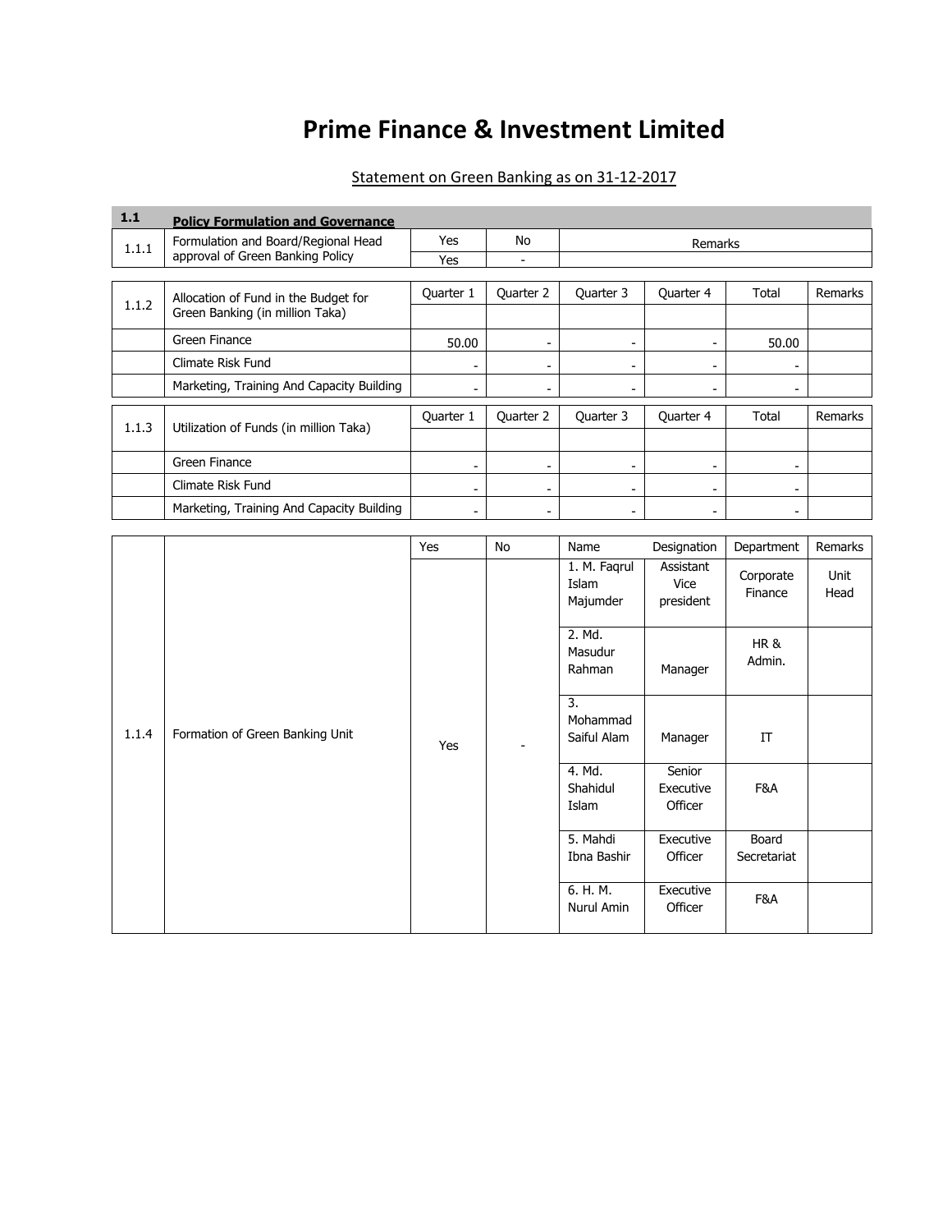# Prime Finance & Investment Limited

## Statement on Green Banking as on 31-12-2017

| 1.1 | Policy Formulation and Governance | | |
|---|---|---|---|
| 1.1.1 | Formulation and Board/Regional Head approval of Green Banking Policy | Yes | No | Remarks |
| | | Yes | - | |

| 1.1.2 | Allocation of Fund in the Budget for Green Banking (in million Taka) | Quarter 1 | Quarter 2 | Quarter 3 | Quarter 4 | Total | Remarks |
|---|---|---|---|---|---|---|---|
| | Green Finance | 50.00 | - | - | - | 50.00 | |
| | Climate Risk Fund | - | - | - | - | - | |
| | Marketing, Training And Capacity Building | - | - | - | - | - | |

| 1.1.3 | Utilization of Funds (in million Taka) | Quarter 1 | Quarter 2 | Quarter 3 | Quarter 4 | Total | Remarks |
|---|---|---|---|---|---|---|---|
| | Green Finance | - | - | - | - | - | |
| | Climate Risk Fund | - | - | - | - | - | |
| | Marketing, Training And Capacity Building | - | - | - | - | - | |

| | | Yes | No | Name | Designation | Department | Remarks |
|---|---|---|---|---|---|---|---|
| 1.1.4 | Formation of Green Banking Unit | Yes | - | 1. M. Faqrul Islam Majumder | Assistant Vice president | Corporate Finance | Unit Head |
| | | | | 2. Md. Masudur Rahman | Manager | HR & Admin. | |
| | | | | 3. Mohammad Saiful Alam | Manager | IT | |
| | | | | 4. Md. Shahidul Islam | Senior Executive Officer | F&A | |
| | | | | 5. Mahdi Ibna Bashir | Executive Officer | Board Secretariat | |
| | | | | 6. H. M. Nurul Amin | Executive Officer | F&A | |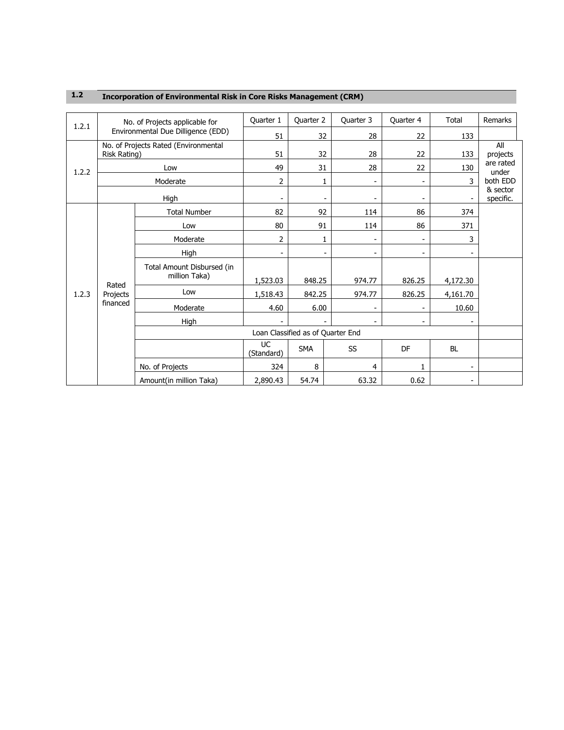## 1.2 Incorporation of Environmental Risk in Core Risks Management (CRM)

| | | | Quarter 1 | Quarter 2 | Quarter 3 | Quarter 4 | Total | Remarks |
|---|---|---|---|---|---|---|---|---|
| 1.2.1 | No. of Projects applicable for Environmental Due Dilligence (EDD) | | 51 | 32 | 28 | 22 | 133 | |
| 1.2.2 | No. of Projects Rated (Environmental Risk Rating) | | 51 | 32 | 28 | 22 | 133 | All projects are rated under both EDD & sector specific. |
| | Low | | 49 | 31 | 28 | 22 | 130 | |
| | Moderate | | 2 | 1 | - | - | 3 | |
| | High | | - | - | - | - | - | |
| 1.2.3 | Rated Projects financed | Total Number | 82 | 92 | 114 | 86 | 374 | |
| | | Low | 80 | 91 | 114 | 86 | 371 | |
| | | Moderate | 2 | 1 | - | - | 3 | |
| | | High | - | - | - | - | - | |
| | | Total Amount Disbursed (in million Taka) | 1,523.03 | 848.25 | 974.77 | 826.25 | 4,172.30 | |
| | | Low | 1,518.43 | 842.25 | 974.77 | 826.25 | 4,161.70 | |
| | | Moderate | 4.60 | 6.00 | - | - | 10.60 | |
| | | High | - | - | - | - | - | |
| | | Loan Classified as of Quarter End | | | | | | |
| | | | UC (Standard) | SMA | SS | DF | BL | |
| | | No. of Projects | 324 | 8 | 4 | 1 | - | |
| | | Amount(in million Taka) | 2,890.43 | 54.74 | 63.32 | 0.62 | - | |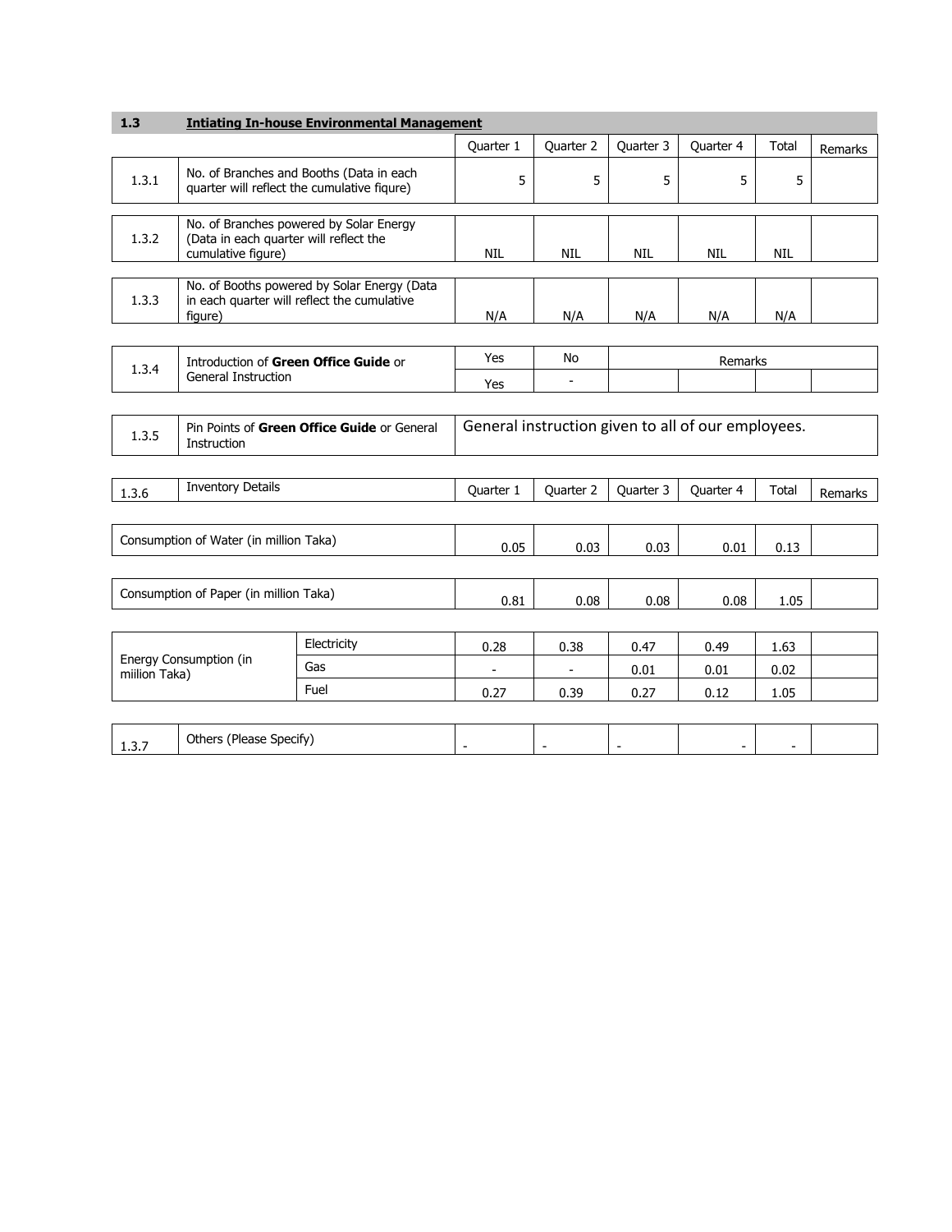| 1.3 | **Intiating In-house Environmental Management** | | | | | | |
|---|---|---|---|---|---|---|---|
| | | Quarter 1 | Quarter 2 | Quarter 3 | Quarter 4 | Total | Remarks |
| 1.3.1 | No. of Branches and Booths (Data in each quarter will reflect the cumulative fiqure) | 5 | 5 | 5 | 5 | 5 | |
| 1.3.2 | No. of Branches powered by Solar Energy (Data in each quarter will reflect the cumulative figure) | NIL | NIL | NIL | NIL | NIL | |
| 1.3.3 | No. of Booths powered by Solar Energy (Data in each quarter will reflect the cumulative figure) | N/A | N/A | N/A | N/A | N/A | |

| 1.3.4 | Introduction of **Green Office Guide** or General Instruction | Yes | No | Remarks |
|---|---|---|---|---|
| | | Yes | - | |

| 1.3.5 | Pin Points of **Green Office Guide** or General Instruction | General instruction given to all of our employees. |
|---|---|---|

| 1.3.6 | Inventory Details | | Quarter 1 | Quarter 2 | Quarter 3 | Quarter 4 | Total | Remarks |
|---|---|---|---|---|---|---|---|---|
| Consumption of Water (in million Taka) | | | 0.05 | 0.03 | 0.03 | 0.01 | 0.13 | |
| Consumption of Paper (in million Taka) | | | 0.81 | 0.08 | 0.08 | 0.08 | 1.05 | |
| Energy Consumption (in miilion Taka) | | Electricity | 0.28 | 0.38 | 0.47 | 0.49 | 1.63 | |
| | | Gas | - | - | 0.01 | 0.01 | 0.02 | |
| | | Fuel | 0.27 | 0.39 | 0.27 | 0.12 | 1.05 | |
| 1.3.7 | Others (Please Specify) | | - | - | - | - | - | |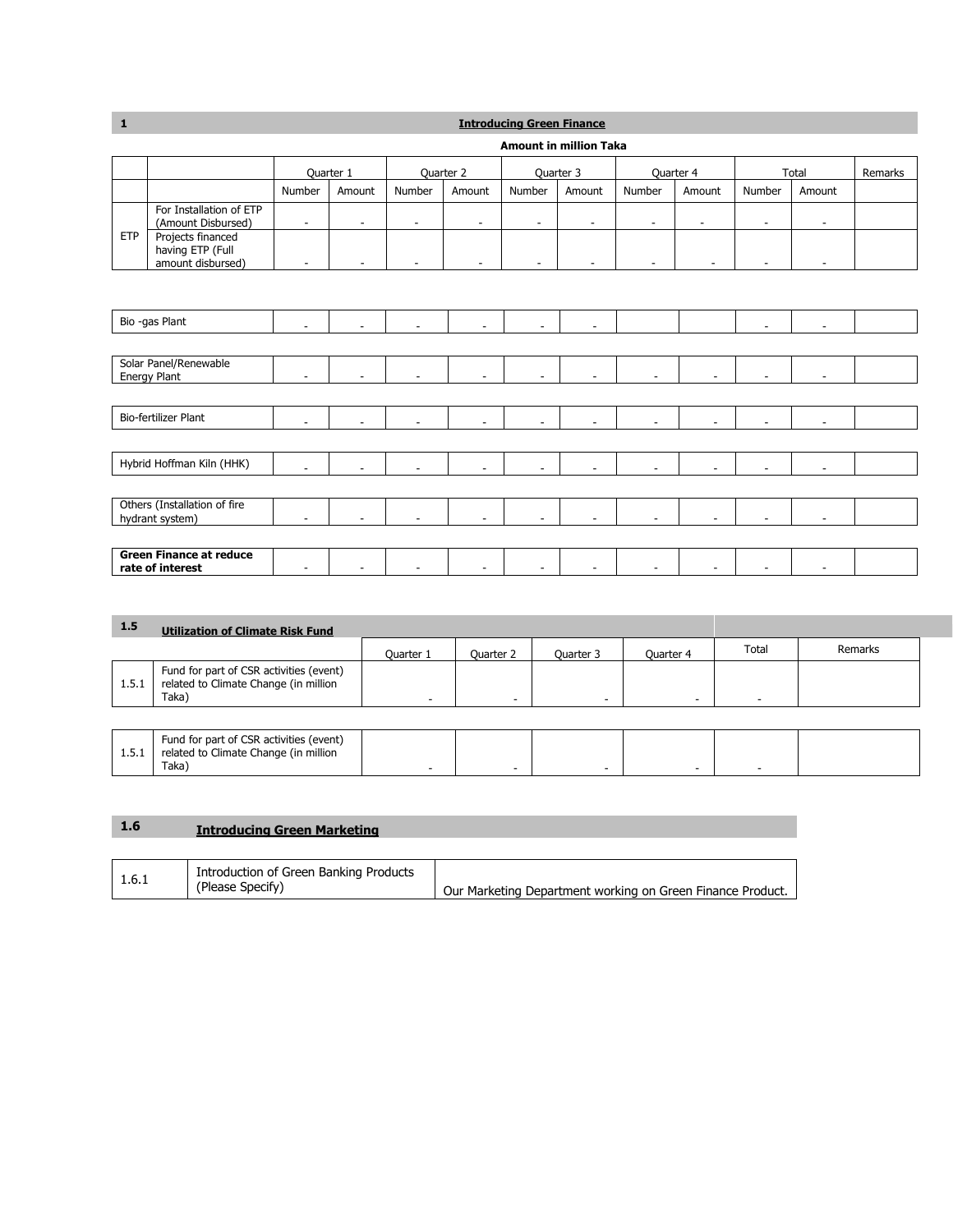## 1 Introducing Green Finance

**Amount in million Taka**

| | | Quarter 1 | | Quarter 2 | | Quarter 3 | | Quarter 4 | | Total | | Remarks |
|---|---|---|---|---|---|---|---|---|---|---|---|---|
| | | Number | Amount | Number | Amount | Number | Amount | Number | Amount | Number | Amount | |
| ETP | For Installation of ETP (Amount Disbursed) | - | - | - | - | - | - | - | - | - | - | |
| | Projects financed having ETP (Full amount disbursed) | - | - | - | - | - | - | - | - | - | - | |
| Bio -gas Plant | | - | - | - | - | - | - | | | - | - | |
| Solar Panel/Renewable Energy Plant | | - | - | - | - | - | - | - | - | - | - | |
| Bio-fertilizer Plant | | - | - | - | - | - | - | - | - | - | - | |
| Hybrid Hoffman Kiln (HHK) | | - | - | - | - | - | - | - | - | - | - | |
| Others (Installation of fire hydrant system) | | - | - | - | - | - | - | - | - | - | - | |
| **Green Finance at reduce rate of interest** | | - | - | - | - | - | - | - | - | - | - | |

## 1.5 Utilization of Climate Risk Fund

| | | Quarter 1 | Quarter 2 | Quarter 3 | Quarter 4 | Total | Remarks |
|---|---|---|---|---|---|---|---|
| 1.5.1 | Fund for part of CSR activities (event) related to Climate Change (in million Taka) | - | - | - | - | - | |
| 1.5.1 | Fund for part of CSR activities (event) related to Climate Change (in million Taka) | - | - | - | - | - | |

## 1.6 Introducing Green Marketing

| | | |
|---|---|---|
| 1.6.1 | Introduction of Green Banking Products (Please Specify) | Our Marketing Department working on Green Finance Product. |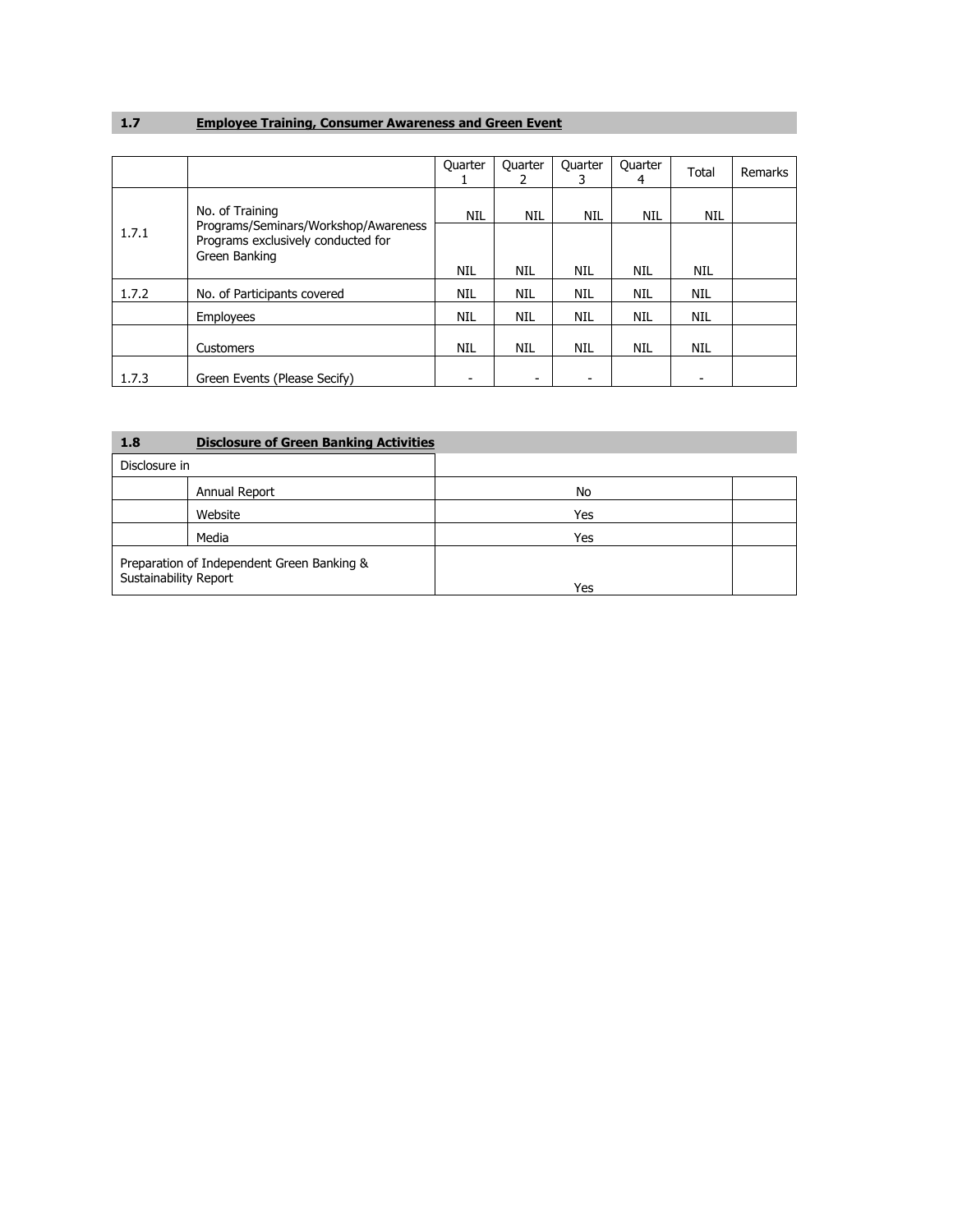## 1.7 Employee Training, Consumer Awareness and Green Event

| | | Quarter 1 | Quarter 2 | Quarter 3 | Quarter 4 | Total | Remarks |
|---|---|---|---|---|---|---|---|
| 1.7.1 | No. of Training Programs/Seminars/Workshop/Awareness Programs exclusively conducted for Green Banking | NIL | NIL | NIL | NIL | NIL | |
| | | NIL | NIL | NIL | NIL | NIL | |
| 1.7.2 | No. of Participants covered | NIL | NIL | NIL | NIL | NIL | |
| | Employees | NIL | NIL | NIL | NIL | NIL | |
| | Customers | NIL | NIL | NIL | NIL | NIL | |
| 1.7.3 | Green Events (Please Secify) | - | - | - | | - | |

## 1.8 Disclosure of Green Banking Activities

| Disclosure in | | | |
|---|---|---|---|
| | Annual Report | No | |
| | Website | Yes | |
| | Media | Yes | |
| Preparation of Independent Green Banking & Sustainability Report | | Yes | |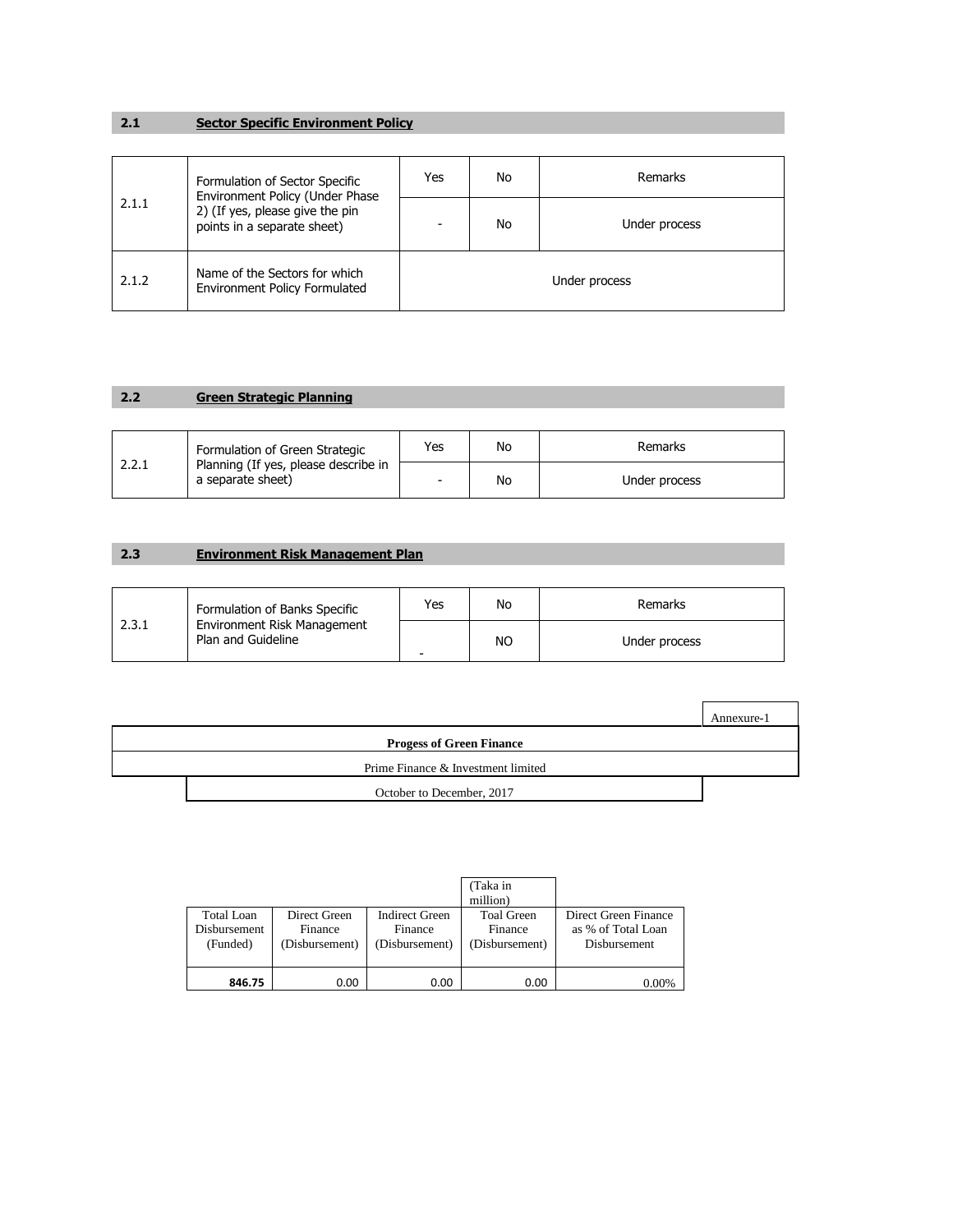## 2.1 Sector Specific Environment Policy

| | | Yes | No | Remarks |
|---|---|---|---|---|
| 2.1.1 | Formulation of Sector Specific Environment Policy (Under Phase 2) (If yes, please give the pin points in a separate sheet) | - | No | Under process |
| 2.1.2 | Name of the Sectors for which Environment Policy Formulated | Under process | | |

## 2.2 Green Strategic Planning

| | | Yes | No | Remarks |
|---|---|---|---|---|
| 2.2.1 | Formulation of Green Strategic Planning (If yes, please describe in a separate sheet) | - | No | Under process |

## 2.3 Environment Risk Management Plan

| | | Yes | No | Remarks |
|---|---|---|---|---|
| 2.3.1 | Formulation of Banks Specific Environment Risk Management Plan and Guideline | - | NO | Under process |

Annexure-1

**Progess of Green Finance**

Prime Finance & Investment limited

October to December, 2017

(Taka in million)

| Total Loan Disbursement (Funded) | Direct Green Finance (Disbursement) | Indirect Green Finance (Disbursement) | Toal Green Finance (Disbursement) | Direct Green Finance as % of Total Loan Disbursement |
|---|---|---|---|---|
| **846.75** | 0.00 | 0.00 | 0.00 | 0.00% |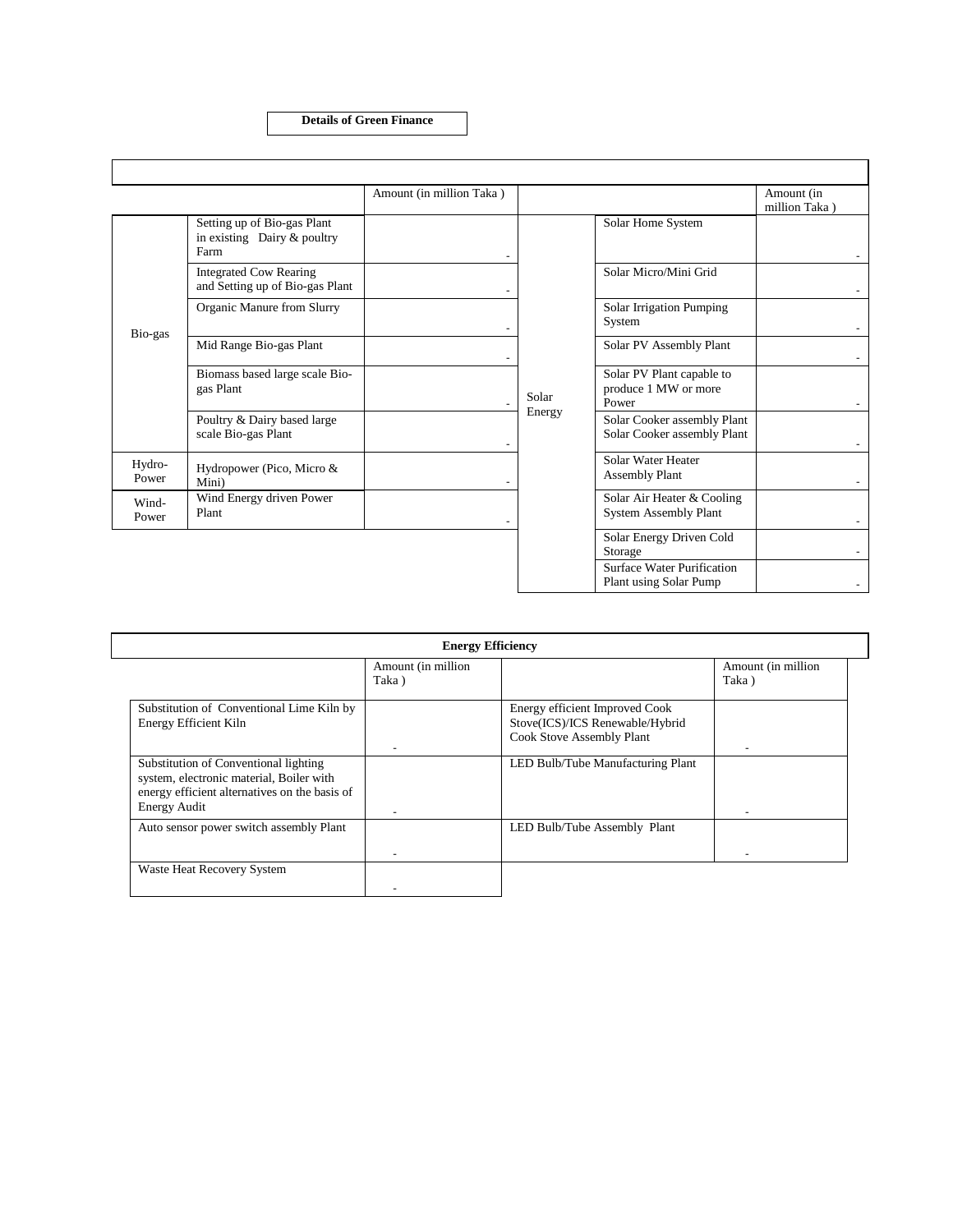**Details of Green Finance**

| | | Amount (in million Taka ) | | | Amount (in million Taka ) |
|---|---|---|---|---|---|
| Bio-gas | Setting up of Bio-gas Plant in existing Dairy & poultry Farm | - | Solar Energy | Solar Home System | - |
| | Integrated Cow Rearing and Setting up of Bio-gas Plant | - | | Solar Micro/Mini Grid | - |
| | Organic Manure from Slurry | - | | Solar Irrigation Pumping System | - |
| | Mid Range Bio-gas Plant | - | | Solar PV Assembly Plant | - |
| | Biomass based large scale Bio-gas Plant | - | | Solar PV Plant capable to produce 1 MW or more Power | - |
| | Poultry & Dairy based large scale Bio-gas Plant | - | | Solar Cooker assembly Plant Solar Cooker assembly Plant | - |
| Hydro-Power | Hydropower (Pico, Micro & Mini) | - | | Solar Water Heater Assembly Plant | - |
| Wind-Power | Wind Energy driven Power Plant | - | | Solar Air Heater & Cooling System Assembly Plant | - |
| | | | | Solar Energy Driven Cold Storage | - |
| | | | | Surface Water Purification Plant using Solar Pump | - |

**Energy Efficiency**

| | Amount (in million Taka ) | | Amount (in million Taka ) |
|---|---|---|---|
| Substitution of Conventional Lime Kiln by Energy Efficient Kiln | - | Energy efficient Improved Cook Stove(ICS)/ICS Renewable/Hybrid Cook Stove Assembly Plant | - |
| Substitution of Conventional lighting system, electronic material, Boiler with energy efficient alternatives on the basis of Energy Audit | - | LED Bulb/Tube Manufacturing Plant | - |
| Auto sensor power switch assembly Plant | - | LED Bulb/Tube Assembly Plant | - |
| Waste Heat Recovery System | - | | |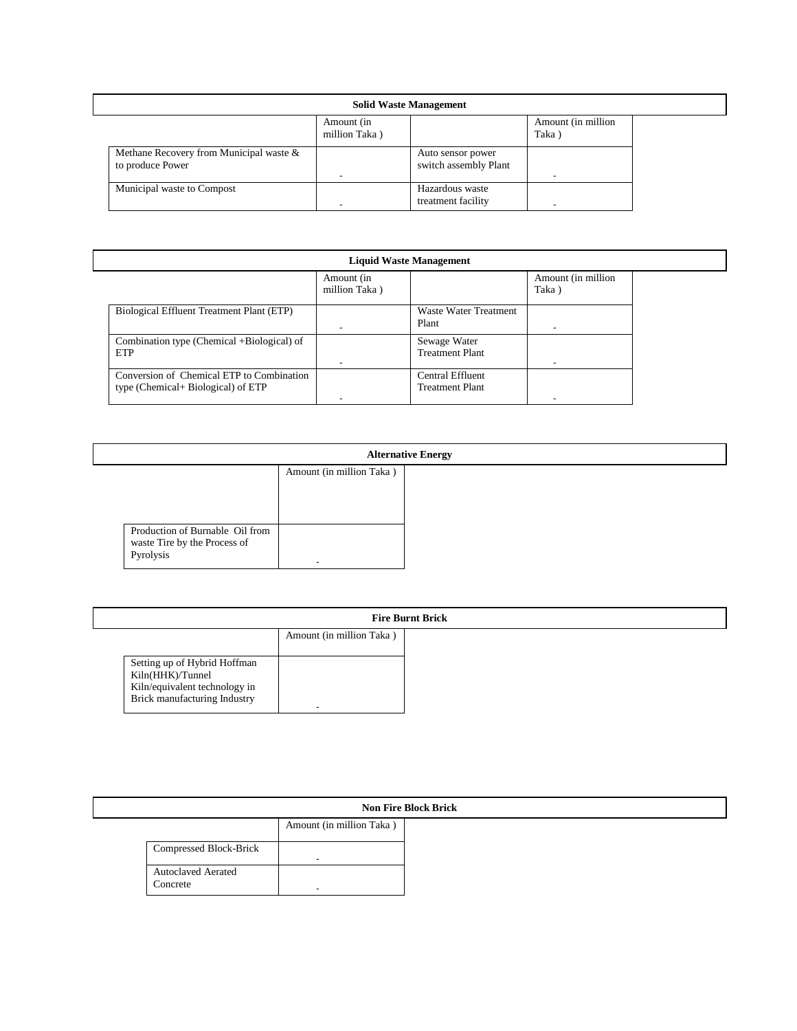**Solid Waste Management**

| | Amount (in million Taka ) | | Amount (in million Taka ) |
|---|---|---|---|
| Methane Recovery from Municipal waste & to produce Power | - | Auto sensor power switch assembly Plant | - |
| Municipal waste to Compost | - | Hazardous waste treatment facility | - |

**Liquid Waste Management**

| | Amount (in million Taka ) | | Amount (in million Taka ) |
|---|---|---|---|
| Biological Effluent Treatment Plant (ETP) | - | Waste Water Treatment Plant | - |
| Combination type (Chemical +Biological) of ETP | - | Sewage Water Treatment Plant | - |
| Conversion of Chemical ETP to Combination type (Chemical+ Biological) of ETP | - | Central Effluent Treatment Plant | - |

**Alternative Energy**

| | Amount (in million Taka ) |
|---|---|
| Production of Burnable Oil from waste Tire by the Process of Pyrolysis | - |

**Fire Burnt Brick**

| | Amount (in million Taka ) |
|---|---|
| Setting up of Hybrid Hoffman Kiln(HHK)/Tunnel Kiln/equivalent technology in Brick manufacturing Industry | - |

**Non Fire Block Brick**

| | Amount (in million Taka ) |
|---|---|
| Compressed Block-Brick | - |
| Autoclaved Aerated Concrete | - |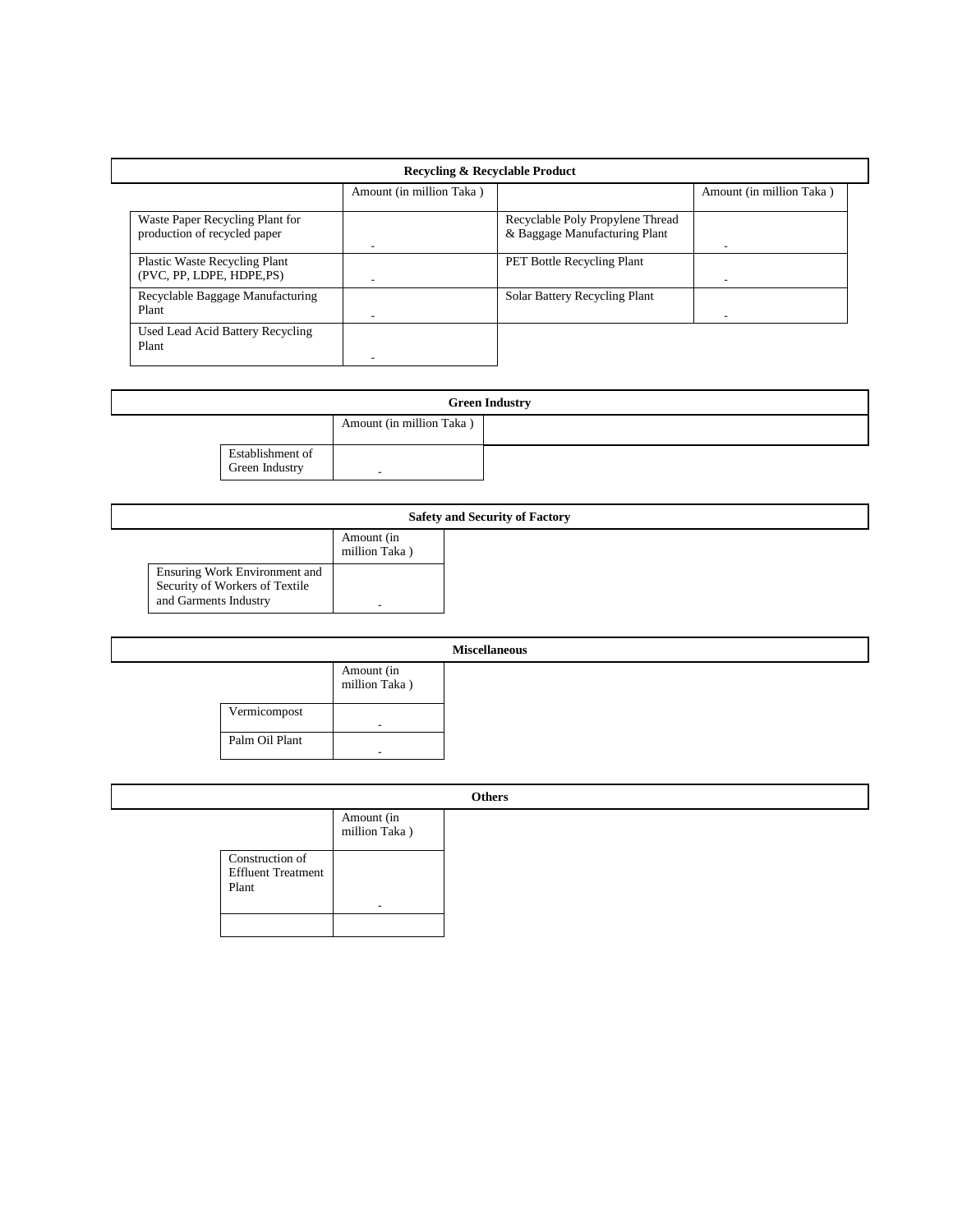**Recycling & Recyclable Product**

| | Amount (in million Taka ) | | Amount (in million Taka ) |
|---|---|---|---|
| Waste Paper Recycling Plant for production of recycled paper | - | Recyclable Poly Propylene Thread & Baggage Manufacturing Plant | - |
| Plastic Waste Recycling Plant (PVC, PP, LDPE, HDPE,PS) | - | PET Bottle Recycling Plant | - |
| Recyclable Baggage Manufacturing Plant | - | Solar Battery Recycling Plant | - |
| Used Lead Acid Battery Recycling Plant | - | | |

**Green Industry**

| | Amount (in million Taka ) |
|---|---|
| Establishment of Green Industry | - |

**Safety and Security of Factory**

| | Amount (in million Taka ) |
|---|---|
| Ensuring Work Environment and Security of Workers of Textile and Garments Industry | - |

**Miscellaneous**

| | Amount (in million Taka ) |
|---|---|
| Vermicompost | - |
| Palm Oil Plant | - |

**Others**

| | Amount (in million Taka ) |
|---|---|
| Construction of Effluent Treatment Plant | - |
| | |